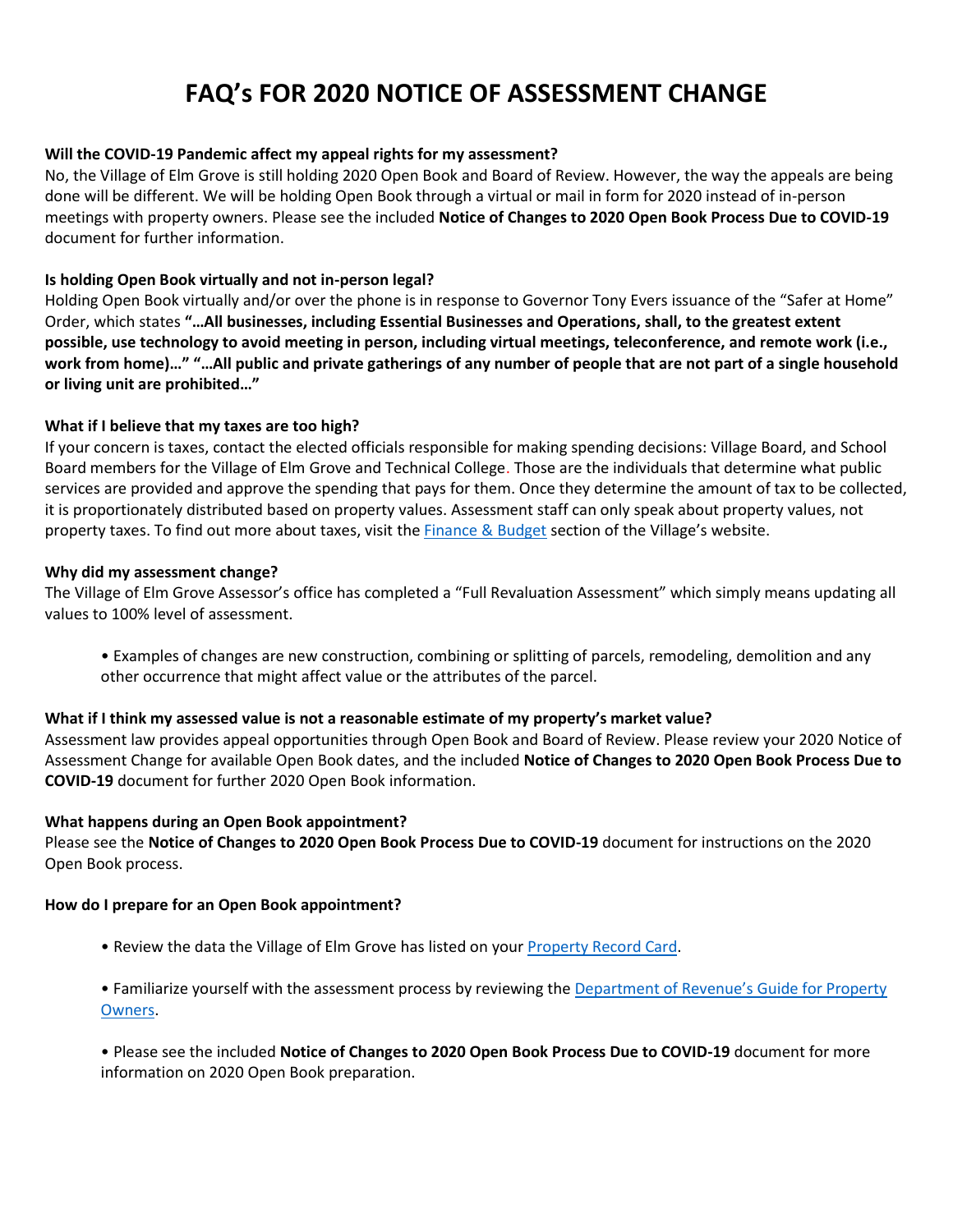# FAQ's FOR 2020 NOTICE OF ASSESSMENT CHANGE

**Will the COVID-19 Pandemic affect my appeal rights for my assessment?**

No, the Village of Elm Grove is still holding 2020 Open Book and Board of Review. However, the way the appeals are being done will be different. We will be holding Open Book through a virtual or mail in form for 2020 instead of in-person meetings with property owners. Please see the included **Notice of Changes to 2020 Open Book Process Due to COVID-19** document for further information.

**Is holding Open Book virtually and not in-person legal?**

Holding Open Book virtually and/or over the phone is in response to Governor Tony Evers issuance of the "Safer at Home" Order, which states **"…All businesses, including Essential Businesses and Operations, shall, to the greatest extent possible, use technology to avoid meeting in person, including virtual meetings, teleconference, and remote work (i.e., work from home)…" "…All public and private gatherings of any number of people that are not part of a single household or living unit are prohibited…"**

**What if I believe that my taxes are too high?**

If your concern is taxes, contact the elected officials responsible for making spending decisions: Village Board, and School Board members for the Village of Elm Grove and Technical College. Those are the individuals that determine what public services are provided and approve the spending that pays for them. Once they determine the amount of tax to be collected, it is proportionately distributed based on property values. Assessment staff can only speak about property values, not property taxes. To find out more about taxes, visit the Finance & Budget section of the Village's website.

**Why did my assessment change?**

The Village of Elm Grove Assessor's office has completed a "Full Revaluation Assessment" which simply means updating all values to 100% level of assessment.

- Examples of changes are new construction, combining or splitting of parcels, remodeling, demolition and any other occurrence that might affect value or the attributes of the parcel.

**What if I think my assessed value is not a reasonable estimate of my property's market value?**

Assessment law provides appeal opportunities through Open Book and Board of Review. Please review your 2020 Notice of Assessment Change for available Open Book dates, and the included **Notice of Changes to 2020 Open Book Process Due to COVID-19** document for further 2020 Open Book information.

**What happens during an Open Book appointment?**

Please see the **Notice of Changes to 2020 Open Book Process Due to COVID-19** document for instructions on the 2020 Open Book process.

**How do I prepare for an Open Book appointment?**

- Review the data the Village of Elm Grove has listed on your Property Record Card.
- Familiarize yourself with the assessment process by reviewing the Department of Revenue's Guide for Property Owners.
- Please see the included **Notice of Changes to 2020 Open Book Process Due to COVID-19** document for more information on 2020 Open Book preparation.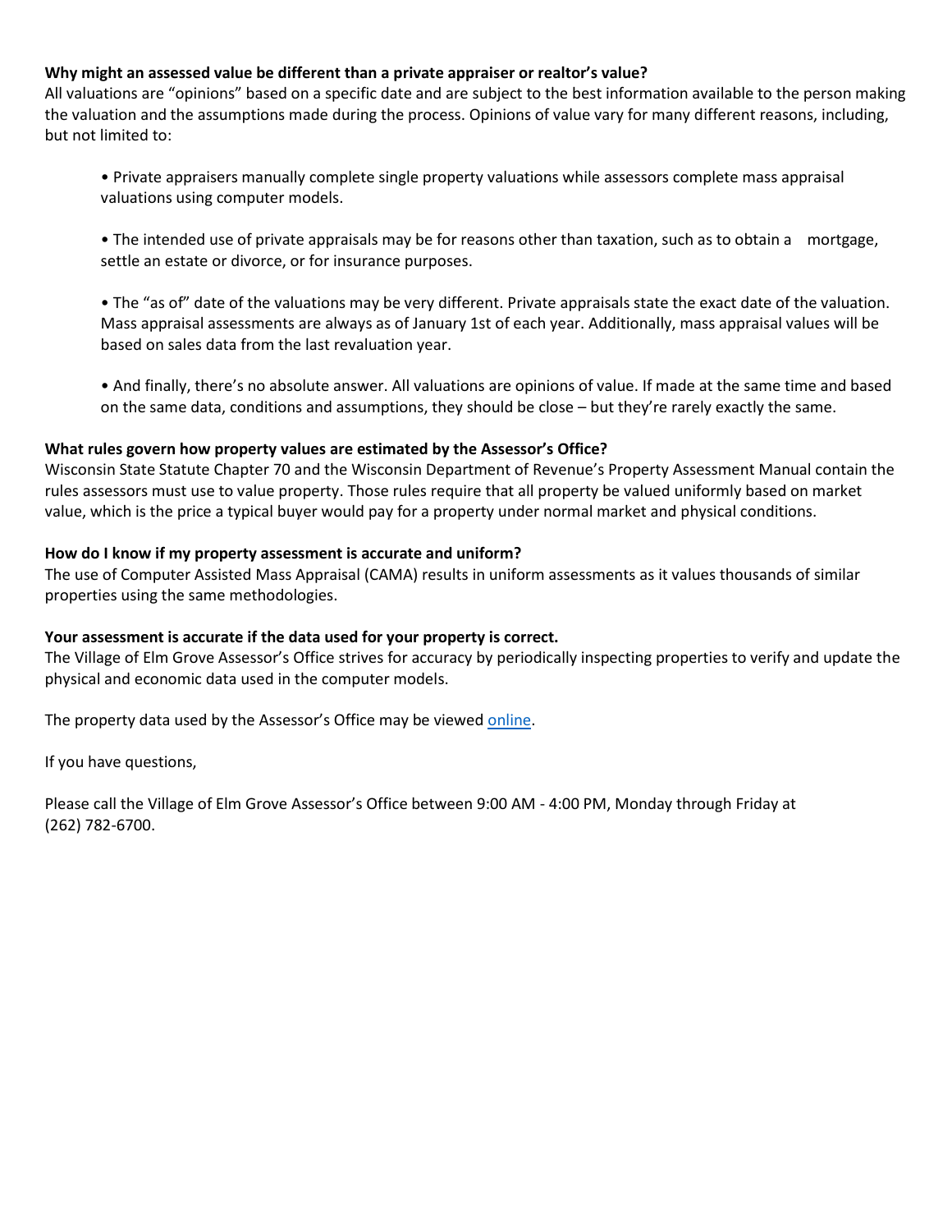**Why might an assessed value be different than a private appraiser or realtor's value?**

All valuations are "opinions" based on a specific date and are subject to the best information available to the person making the valuation and the assumptions made during the process. Opinions of value vary for many different reasons, including, but not limited to:

- Private appraisers manually complete single property valuations while assessors complete mass appraisal valuations using computer models.
- The intended use of private appraisals may be for reasons other than taxation, such as to obtain a mortgage, settle an estate or divorce, or for insurance purposes.
- The "as of" date of the valuations may be very different. Private appraisals state the exact date of the valuation. Mass appraisal assessments are always as of January 1st of each year. Additionally, mass appraisal values will be based on sales data from the last revaluation year.
- And finally, there's no absolute answer. All valuations are opinions of value. If made at the same time and based on the same data, conditions and assumptions, they should be close – but they're rarely exactly the same.

**What rules govern how property values are estimated by the Assessor's Office?**

Wisconsin State Statute Chapter 70 and the Wisconsin Department of Revenue's Property Assessment Manual contain the rules assessors must use to value property. Those rules require that all property be valued uniformly based on market value, which is the price a typical buyer would pay for a property under normal market and physical conditions.

**How do I know if my property assessment is accurate and uniform?**

The use of Computer Assisted Mass Appraisal (CAMA) results in uniform assessments as it values thousands of similar properties using the same methodologies.

**Your assessment is accurate if the data used for your property is correct.**

The Village of Elm Grove Assessor's Office strives for accuracy by periodically inspecting properties to verify and update the physical and economic data used in the computer models.

The property data used by the Assessor's Office may be viewed online.

If you have questions,

Please call the Village of Elm Grove Assessor's Office between 9:00 AM - 4:00 PM, Monday through Friday at (262) 782-6700.